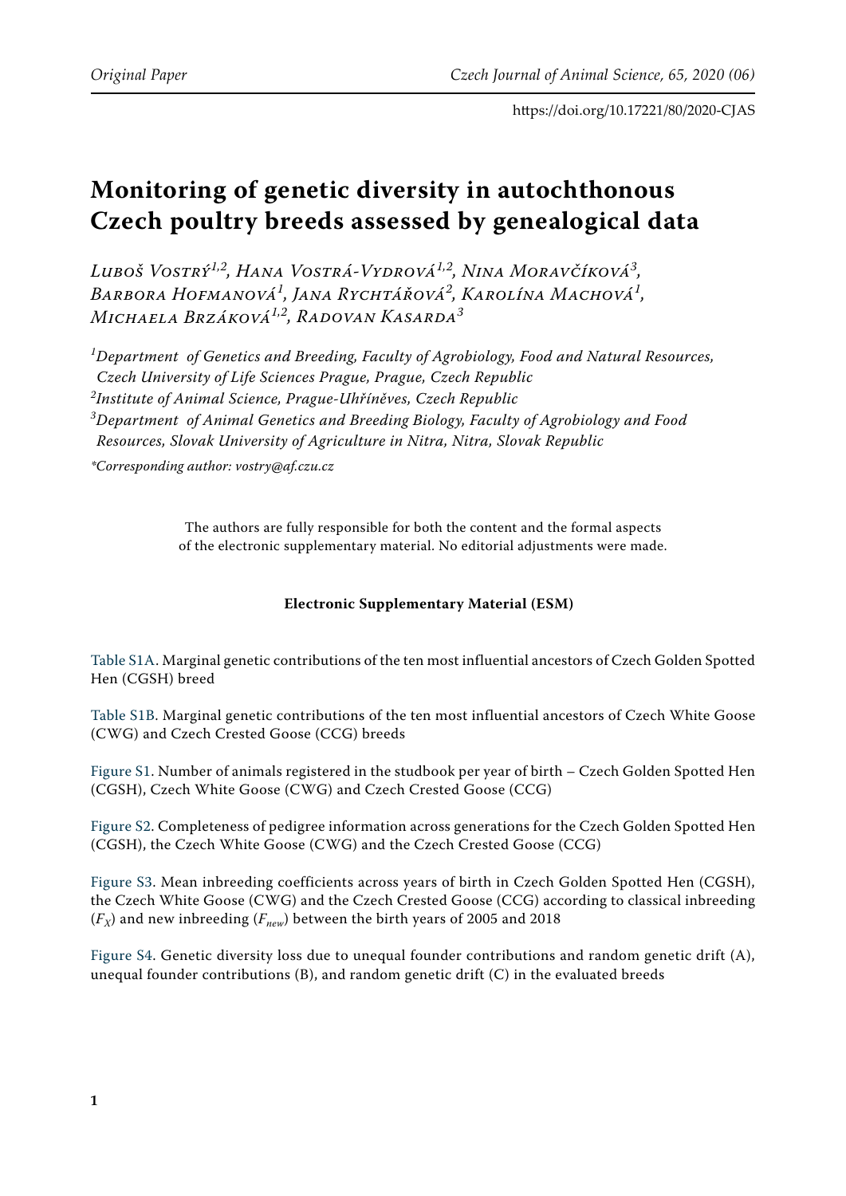# Monitoring of genetic diversity in autochthonous Czech poultry breeds assessed by genealogical data

*Luboš Vostrý[1,2], Hana Vostrá-Vydrová[1,2], Nina Moravčíková[3], Barbora Hofmanová[1], Jana Rychtářová[2], Karolína Machová[1], Michaela Brzáková[1,2], Radovan Kasarda[3]*

*[1]Department of Genetics and Breeding, Faculty of Agrobiology, Food and Natural Resources, Czech University of Life Sciences Prague, Prague, Czech Republic*
*[2]Institute of Animal Science, Prague-Uhříněves, Czech Republic*
*[3]Department of Animal Genetics and Breeding Biology, Faculty of Agrobiology and Food Resources, Slovak University of Agriculture in Nitra, Nitra, Slovak Republic*

*\*Corresponding author: vostry@af.czu.cz*

The authors are fully responsible for both the content and the formal aspects of the electronic supplementary material. No editorial adjustments were made.

**Electronic Supplementary Material (ESM)**

Table S1A. Marginal genetic contributions of the ten most influential ancestors of Czech Golden Spotted Hen (CGSH) breed

Table S1B. Marginal genetic contributions of the ten most influential ancestors of Czech White Goose (CWG) and Czech Crested Goose (CCG) breeds

Figure S1. Number of animals registered in the studbook per year of birth – Czech Golden Spotted Hen (CGSH), Czech White Goose (CWG) and Czech Crested Goose (CCG)

Figure S2. Completeness of pedigree information across generations for the Czech Golden Spotted Hen (CGSH), the Czech White Goose (CWG) and the Czech Crested Goose (CCG)

Figure S3. Mean inbreeding coefficients across years of birth in Czech Golden Spotted Hen (CGSH), the Czech White Goose (CWG) and the Czech Crested Goose (CCG) according to classical inbreeding ($F_X$) and new inbreeding ($F_{new}$) between the birth years of 2005 and 2018

Figure S4. Genetic diversity loss due to unequal founder contributions and random genetic drift (A), unequal founder contributions (B), and random genetic drift (C) in the evaluated breeds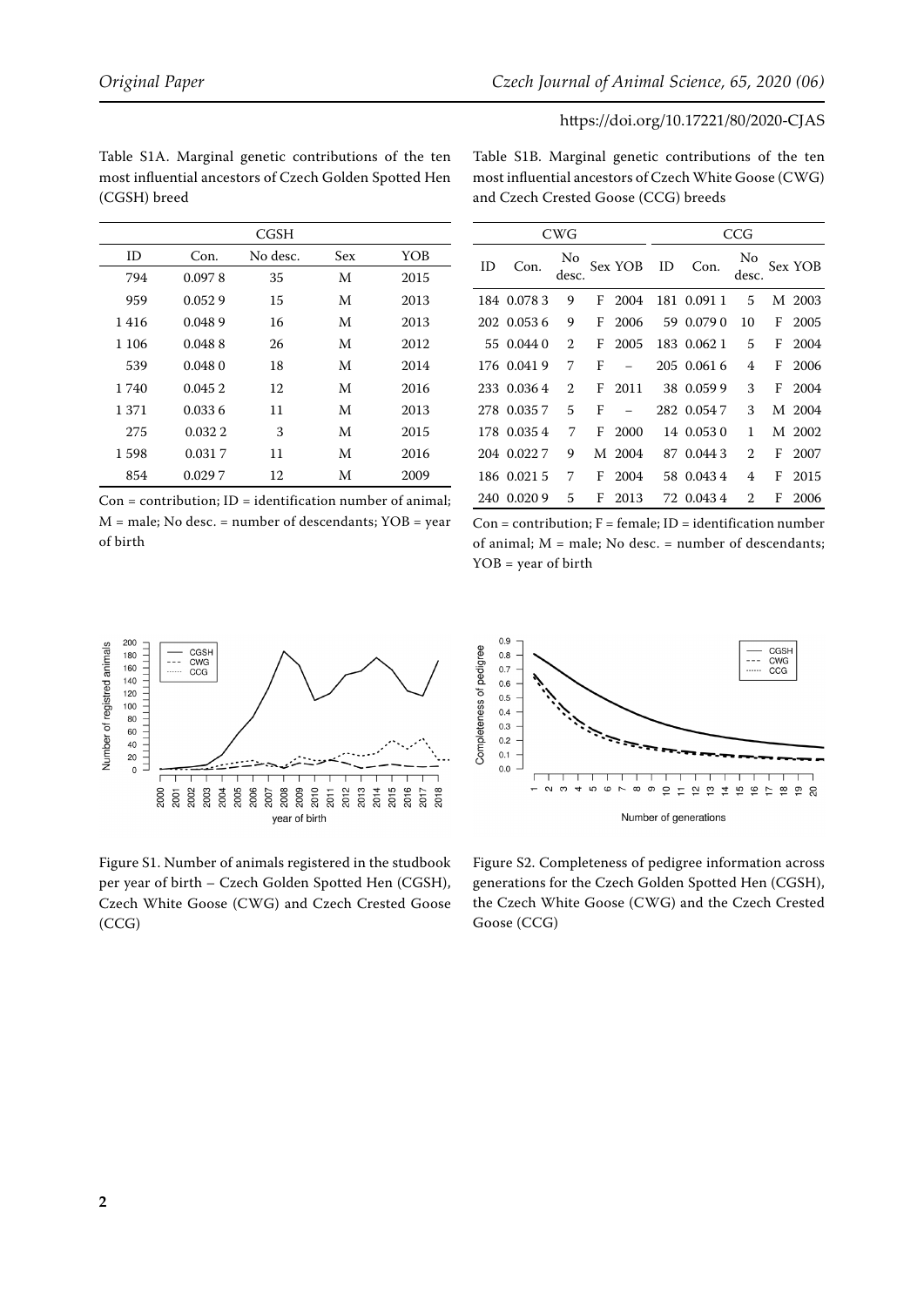Table S1A. Marginal genetic contributions of the ten most influential ancestors of Czech Golden Spotted Hen (CGSH) breed

| CGSH | | | | |
|---|---|---|---|---|
| ID | Con. | No desc. | Sex | YOB |
| 794 | 0.0978 | 35 | M | 2015 |
| 959 | 0.0529 | 15 | M | 2013 |
| 1416 | 0.0489 | 16 | M | 2013 |
| 1106 | 0.0488 | 26 | M | 2012 |
| 539 | 0.0480 | 18 | M | 2014 |
| 1740 | 0.0452 | 12 | M | 2016 |
| 1371 | 0.0336 | 11 | M | 2013 |
| 275 | 0.0322 | 3 | M | 2015 |
| 1598 | 0.0317 | 11 | M | 2016 |
| 854 | 0.0297 | 12 | M | 2009 |

Con = contribution; ID = identification number of animal; M = male; No desc. = number of descendants; YOB = year of birth

Table S1B. Marginal genetic contributions of the ten most influential ancestors of Czech White Goose (CWG) and Czech Crested Goose (CCG) breeds

| CWG | | | | | CCG | | | | |
|---|---|---|---|---|---|---|---|---|---|
| ID | Con. | No desc. | Sex | YOB | ID | Con. | No desc. | Sex | YOB |
| 184 | 0.0783 | 9 | F | 2004 | 181 | 0.0911 | 5 | M | 2003 |
| 202 | 0.0536 | 9 | F | 2006 | 59 | 0.0790 | 10 | F | 2005 |
| 55 | 0.0440 | 2 | F | 2005 | 183 | 0.0621 | 5 | F | 2004 |
| 176 | 0.0419 | 7 | F | – | 205 | 0.0616 | 4 | F | 2006 |
| 233 | 0.0364 | 2 | F | 2011 | 38 | 0.0599 | 3 | F | 2004 |
| 278 | 0.0357 | 5 | F | – | 282 | 0.0547 | 3 | M | 2004 |
| 178 | 0.0354 | 7 | F | 2000 | 14 | 0.0530 | 1 | M | 2002 |
| 204 | 0.0227 | 9 | M | 2004 | 87 | 0.0443 | 2 | F | 2007 |
| 186 | 0.0215 | 7 | F | 2004 | 58 | 0.0434 | 4 | F | 2015 |
| 240 | 0.0209 | 5 | F | 2013 | 72 | 0.0434 | 2 | F | 2006 |

Con = contribution; F = female; ID = identification number of animal; M = male; No desc. = number of descendants; YOB = year of birth

Figure S1. Number of animals registered in the studbook per year of birth – Czech Golden Spotted Hen (CGSH), Czech White Goose (CWG) and Czech Crested Goose (CCG)

Figure S2. Completeness of pedigree information across generations for the Czech Golden Spotted Hen (CGSH), the Czech White Goose (CWG) and the Czech Crested Goose (CCG)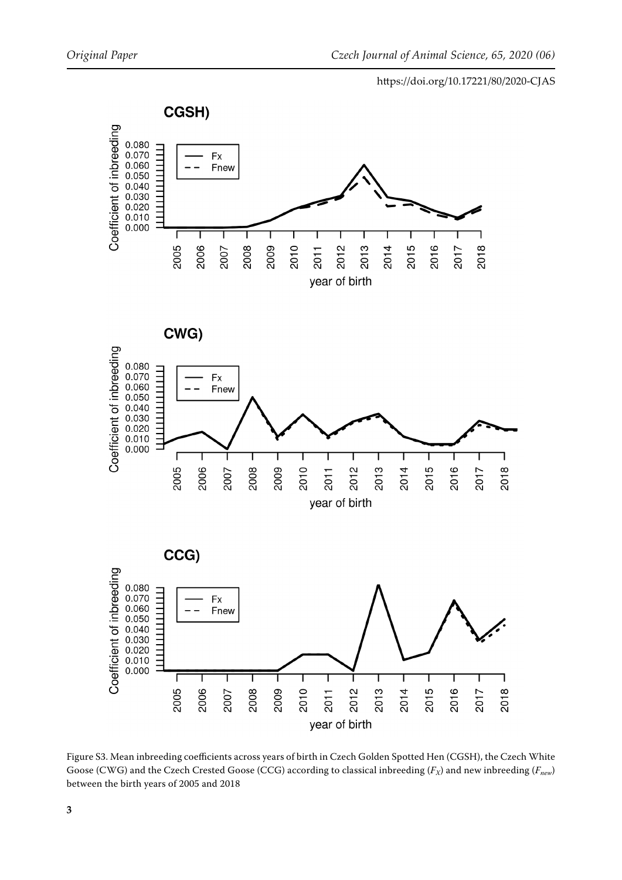Figure S3. Mean inbreeding coefficients across years of birth in Czech Golden Spotted Hen (CGSH), the Czech White Goose (CWG) and the Czech Crested Goose (CCG) according to classical inbreeding ($F_X$) and new inbreeding ($F_{new}$) between the birth years of 2005 and 2018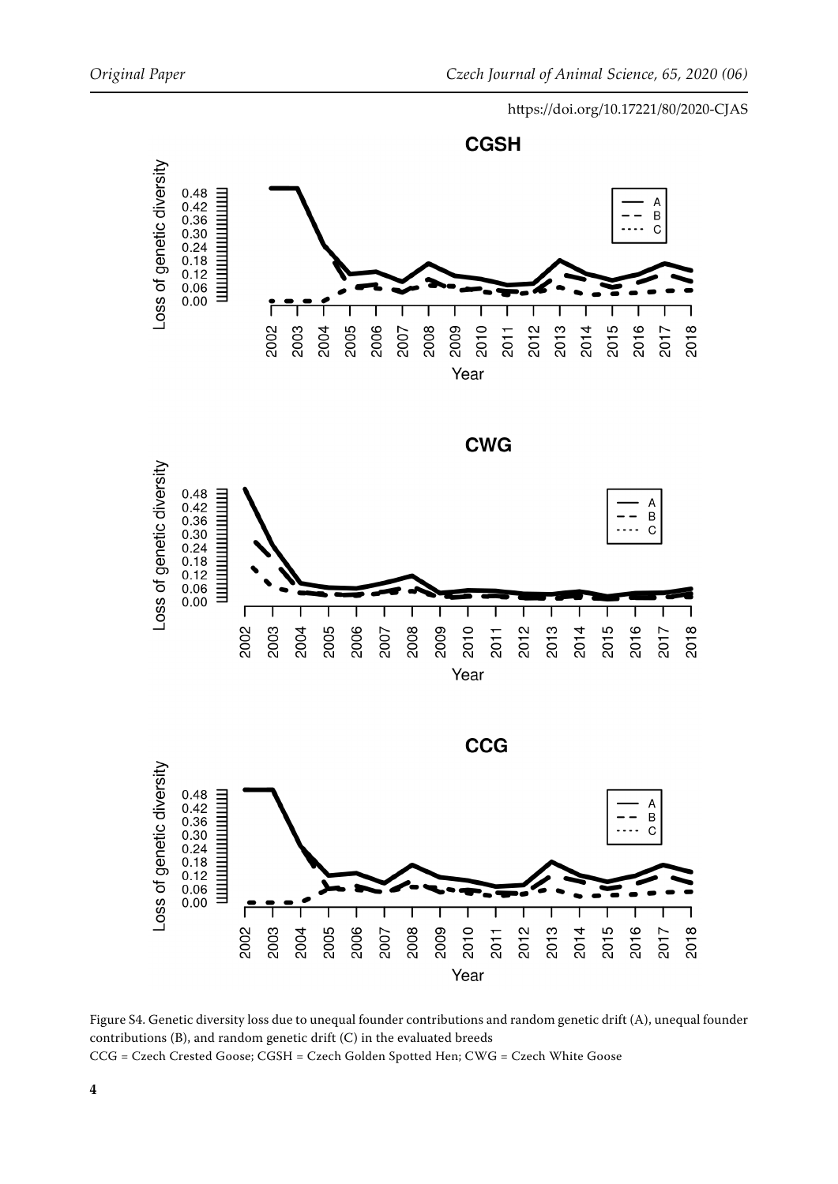**CGSH**

Loss of genetic diversity

0.48
0.42
0.36
0.30
0.24
0.18
0.12
0.06
0.00

A
B
C

2002 2003 2004 2005 2006 2007 2008 2009 2010 2011 2012 2013 2014 2015 2016 2017 2018

Year

**CWG**

Loss of genetic diversity

0.48
0.42
0.36
0.30
0.24
0.18
0.12
0.06
0.00

A
B
C

2002 2003 2004 2005 2006 2007 2008 2009 2010 2011 2012 2013 2014 2015 2016 2017 2018

Year

**CCG**

Loss of genetic diversity

0.48
0.42
0.36
0.30
0.24
0.18
0.12
0.06
0.00

A
B
C

2002 2003 2004 2005 2006 2007 2008 2009 2010 2011 2012 2013 2014 2015 2016 2017 2018

Year

Figure S4. Genetic diversity loss due to unequal founder contributions and random genetic drift (A), unequal founder contributions (B), and random genetic drift (C) in the evaluated breeds

CCG = Czech Crested Goose; CGSH = Czech Golden Spotted Hen; CWG = Czech White Goose